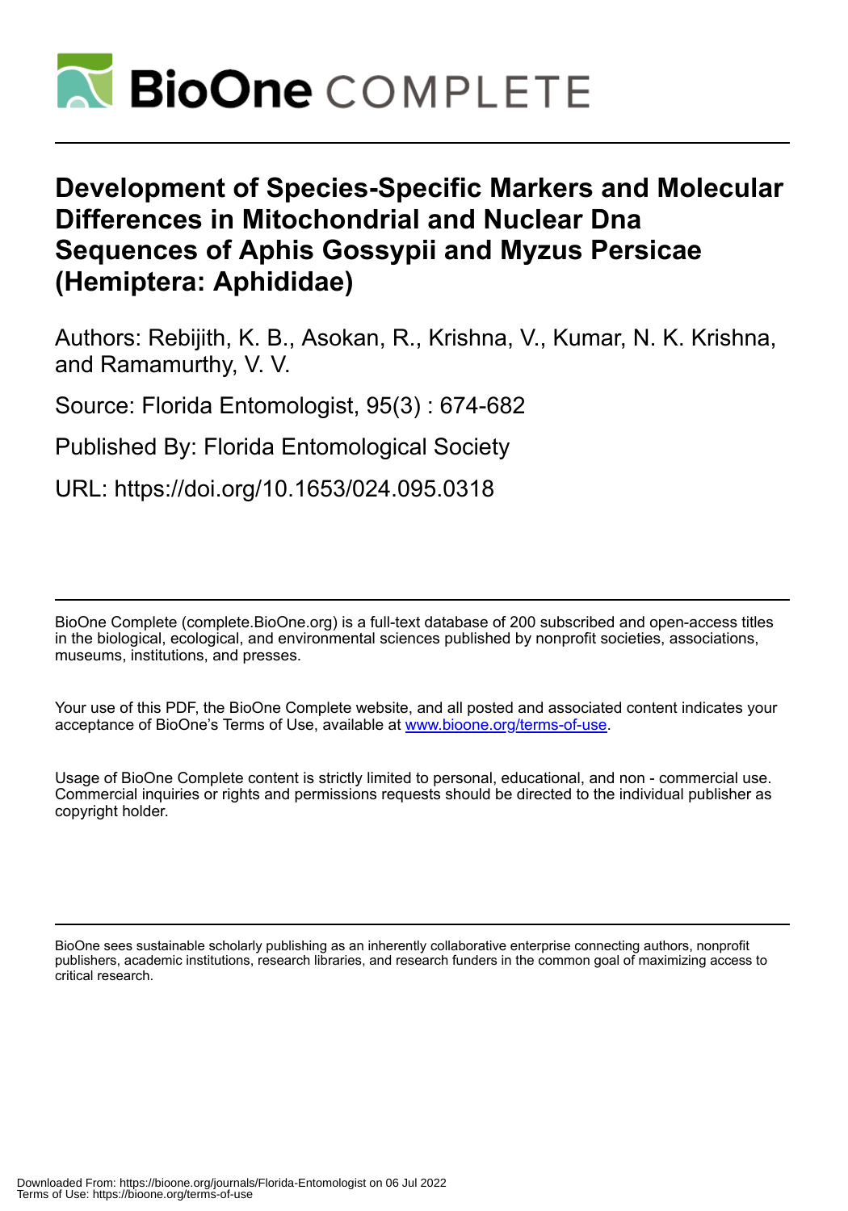# Development of Species-Specific Markers and Molecular Differences in Mitochondrial and Nuclear Dna Sequences of Aphis Gossypii and Myzus Persicae (Hemiptera: Aphididae)

Authors: Rebijith, K. B., Asokan, R., Krishna, V., Kumar, N. K. Krishna, and Ramamurthy, V. V.

Source: Florida Entomologist, 95(3) : 674-682

Published By: Florida Entomological Society

URL: https://doi.org/10.1653/024.095.0318

BioOne Complete (complete.BioOne.org) is a full-text database of 200 subscribed and open-access titles in the biological, ecological, and environmental sciences published by nonprofit societies, associations, museums, institutions, and presses.

Your use of this PDF, the BioOne Complete website, and all posted and associated content indicates your acceptance of BioOne's Terms of Use, available at www.bioone.org/terms-of-use.

Usage of BioOne Complete content is strictly limited to personal, educational, and non - commercial use. Commercial inquiries or rights and permissions requests should be directed to the individual publisher as copyright holder.

BioOne sees sustainable scholarly publishing as an inherently collaborative enterprise connecting authors, nonprofit publishers, academic institutions, research libraries, and research funders in the common goal of maximizing access to critical research.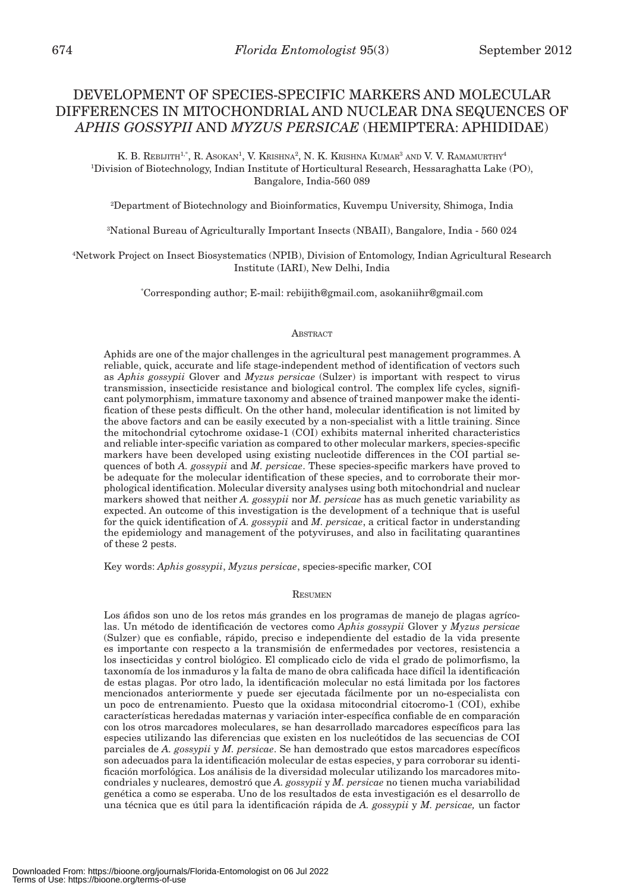# DEVELOPMENT OF SPECIES-SPECIFIC MARKERS AND MOLECULAR DIFFERENCES IN MITOCHONDRIAL AND NUCLEAR DNA SEQUENCES OF *APHIS GOSSYPII* AND *MYZUS PERSICAE* (HEMIPTERA: APHIDIDAE)

K. B. REBIJITH[1,*], R. ASOKAN[1], V. KRISHNA[2], N. K. KRISHNA KUMAR[3] AND V. V. RAMAMURTHY[4]

[1]Division of Biotechnology, Indian Institute of Horticultural Research, Hessaraghatta Lake (PO), Bangalore, India-560 089

[2]Department of Biotechnology and Bioinformatics, Kuvempu University, Shimoga, India

[3]National Bureau of Agriculturally Important Insects (NBAII), Bangalore, India - 560 024

[4]Network Project on Insect Biosystematics (NPIB), Division of Entomology, Indian Agricultural Research Institute (IARI), New Delhi, India

[*]Corresponding author; E-mail: rebijith@gmail.com, asokaniihr@gmail.com

## ABSTRACT

Aphids are one of the major challenges in the agricultural pest management programmes. A reliable, quick, accurate and life stage-independent method of identification of vectors such as *Aphis gossypii* Glover and *Myzus persicae* (Sulzer) is important with respect to virus transmission, insecticide resistance and biological control. The complex life cycles, significant polymorphism, immature taxonomy and absence of trained manpower make the identification of these pests difficult. On the other hand, molecular identification is not limited by the above factors and can be easily executed by a non-specialist with a little training. Since the mitochondrial cytochrome oxidase-1 (COI) exhibits maternal inherited characteristics and reliable inter-specific variation as compared to other molecular markers, species-specific markers have been developed using existing nucleotide differences in the COI partial sequences of both *A. gossypii* and *M. persicae*. These species-specific markers have proved to be adequate for the molecular identification of these species, and to corroborate their morphological identification. Molecular diversity analyses using both mitochondrial and nuclear markers showed that neither *A. gossypii* nor *M. persicae* has as much genetic variability as expected. An outcome of this investigation is the development of a technique that is useful for the quick identification of *A. gossypii* and *M. persicae*, a critical factor in understanding the epidemiology and management of the potyviruses, and also in facilitating quarantines of these 2 pests.

Key words: *Aphis gossypii*, *Myzus persicae*, species-specific marker, COI

## RESUMEN

Los áfidos son uno de los retos más grandes en los programas de manejo de plagas agrícolas. Un método de identificación de vectores como *Aphis gossypii* Glover y *Myzus persicae* (Sulzer) que es confiable, rápido, preciso e independiente del estadio de la vida presente es importante con respecto a la transmisión de enfermedades por vectores, resistencia a los insecticidas y control biológico. El complicado ciclo de vida el grado de polimorfismo, la taxonomía de los inmaduros y la falta de mano de obra calificada hace difícil la identificación de estas plagas. Por otro lado, la identificación molecular no está limitada por los factores mencionados anteriormente y puede ser ejecutada fácilmente por un no-especialista con un poco de entrenamiento. Puesto que la oxidasa mitocondrial citocromo-1 (COI), exhibe características heredadas maternas y variación inter-específica confiable de en comparación con los otros marcadores moleculares, se han desarrollado marcadores específicos para las especies utilizando las diferencias que existen en los nucleótidos de las secuencias de COI parciales de *A. gossypii* y *M. persicae*. Se han demostrado que estos marcadores específicos son adecuados para la identificación molecular de estas especies, y para corroborar su identificación morfológica. Los análisis de la diversidad molecular utilizando los marcadores mitocondriales y nucleares, demostró que *A. gossypii* y *M. persicae* no tienen mucha variabilidad genética a como se esperaba. Uno de los resultados de esta investigación es el desarrollo de una técnica que es útil para la identificación rápida de *A. gossypii* y *M. persicae,* un factor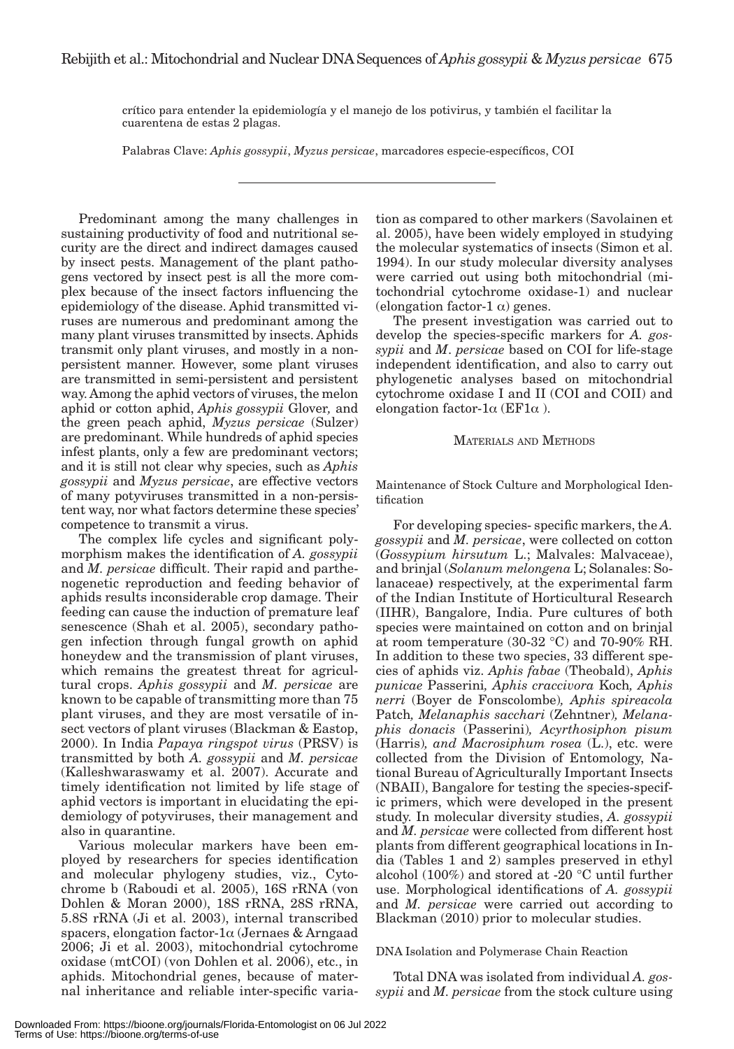crítico para entender la epidemiología y el manejo de los potivirus, y también el facilitar la cuarentena de estas 2 plagas.

Palabras Clave: *Aphis gossypii*, *Myzus persicae*, marcadores especie-específicos, COI

---

Predominant among the many challenges in sustaining productivity of food and nutritional security are the direct and indirect damages caused by insect pests. Management of the plant pathogens vectored by insect pest is all the more complex because of the insect factors influencing the epidemiology of the disease. Aphid transmitted viruses are numerous and predominant among the many plant viruses transmitted by insects. Aphids transmit only plant viruses, and mostly in a nonpersistent manner. However, some plant viruses are transmitted in semi-persistent and persistent way. Among the aphid vectors of viruses, the melon aphid or cotton aphid, *Aphis gossypii* Glover, and the green peach aphid, *Myzus persicae* (Sulzer) are predominant. While hundreds of aphid species infest plants, only a few are predominant vectors; and it is still not clear why species, such as *Aphis gossypii* and *Myzus persicae*, are effective vectors of many potyviruses transmitted in a non-persistent way, nor what factors determine these species' competence to transmit a virus.

The complex life cycles and significant polymorphism makes the identification of *A. gossypii* and *M. persicae* difficult. Their rapid and parthenogenetic reproduction and feeding behavior of aphids results inconsiderable crop damage. Their feeding can cause the induction of premature leaf senescence (Shah et al. 2005), secondary pathogen infection through fungal growth on aphid honeydew and the transmission of plant viruses, which remains the greatest threat for agricultural crops. *Aphis gossypii* and *M. persicae* are known to be capable of transmitting more than 75 plant viruses, and they are most versatile of insect vectors of plant viruses (Blackman & Eastop, 2000). In India *Papaya ringspot virus* (PRSV) is transmitted by both *A. gossypii* and *M. persicae* (Kalleshwaraswamy et al. 2007). Accurate and timely identification not limited by life stage of aphid vectors is important in elucidating the epidemiology of potyviruses, their management and also in quarantine.

Various molecular markers have been employed by researchers for species identification and molecular phylogeny studies, viz., Cytochrome b (Raboudi et al. 2005), 16S rRNA (von Dohlen & Moran 2000), 18S rRNA, 28S rRNA, 5.8S rRNA (Ji et al. 2003), internal transcribed spacers, elongation factor-1$\alpha$ (Jernaes & Arngaad 2006; Ji et al. 2003), mitochondrial cytochrome oxidase (mtCOI) (von Dohlen et al. 2006), etc., in aphids. Mitochondrial genes, because of maternal inheritance and reliable inter-specific variation as compared to other markers (Savolainen et al. 2005), have been widely employed in studying the molecular systematics of insects (Simon et al. 1994). In our study molecular diversity analyses were carried out using both mitochondrial (mitochondrial cytochrome oxidase-1) and nuclear (elongation factor-1 $\alpha$) genes.

The present investigation was carried out to develop the species-specific markers for *A. gossypii* and *M. persicae* based on COI for life-stage independent identification, and also to carry out phylogenetic analyses based on mitochondrial cytochrome oxidase I and II (COI and COII) and elongation factor-1$\alpha$ (EF1$\alpha$ ).

## Materials and Methods

### Maintenance of Stock Culture and Morphological Identification

For developing species- specific markers, the *A. gossypii* and *M. persicae*, were collected on cotton (*Gossypium hirsutum* L.; Malvales: Malvaceae), and brinjal (*Solanum melongena* L; Solanales: Solanaceae) respectively, at the experimental farm of the Indian Institute of Horticultural Research (IIHR), Bangalore, India. Pure cultures of both species were maintained on cotton and on brinjal at room temperature (30-32 °C) and 70-90% RH. In addition to these two species, 33 different species of aphids viz. *Aphis fabae* (Theobald), *Aphis punicae* Passerini, *Aphis craccivora* Koch, *Aphis nerri* (Boyer de Fonscolombe), *Aphis spireacola* Patch, *Melanaphis sacchari* (Zehntner), *Melanaphis donacis* (Passerini), *Acyrthosiphon pisum* (Harris), *and Macrosiphum rosea* (L.), etc. were collected from the Division of Entomology, National Bureau of Agriculturally Important Insects (NBAII), Bangalore for testing the species-specific primers, which were developed in the present study. In molecular diversity studies, *A. gossypii* and *M. persicae* were collected from different host plants from different geographical locations in India (Tables 1 and 2) samples preserved in ethyl alcohol (100%) and stored at -20 °C until further use. Morphological identifications of *A. gossypii* and *M. persicae* were carried out according to Blackman (2010) prior to molecular studies.

### DNA Isolation and Polymerase Chain Reaction

Total DNA was isolated from individual *A. gossypii* and *M. persicae* from the stock culture using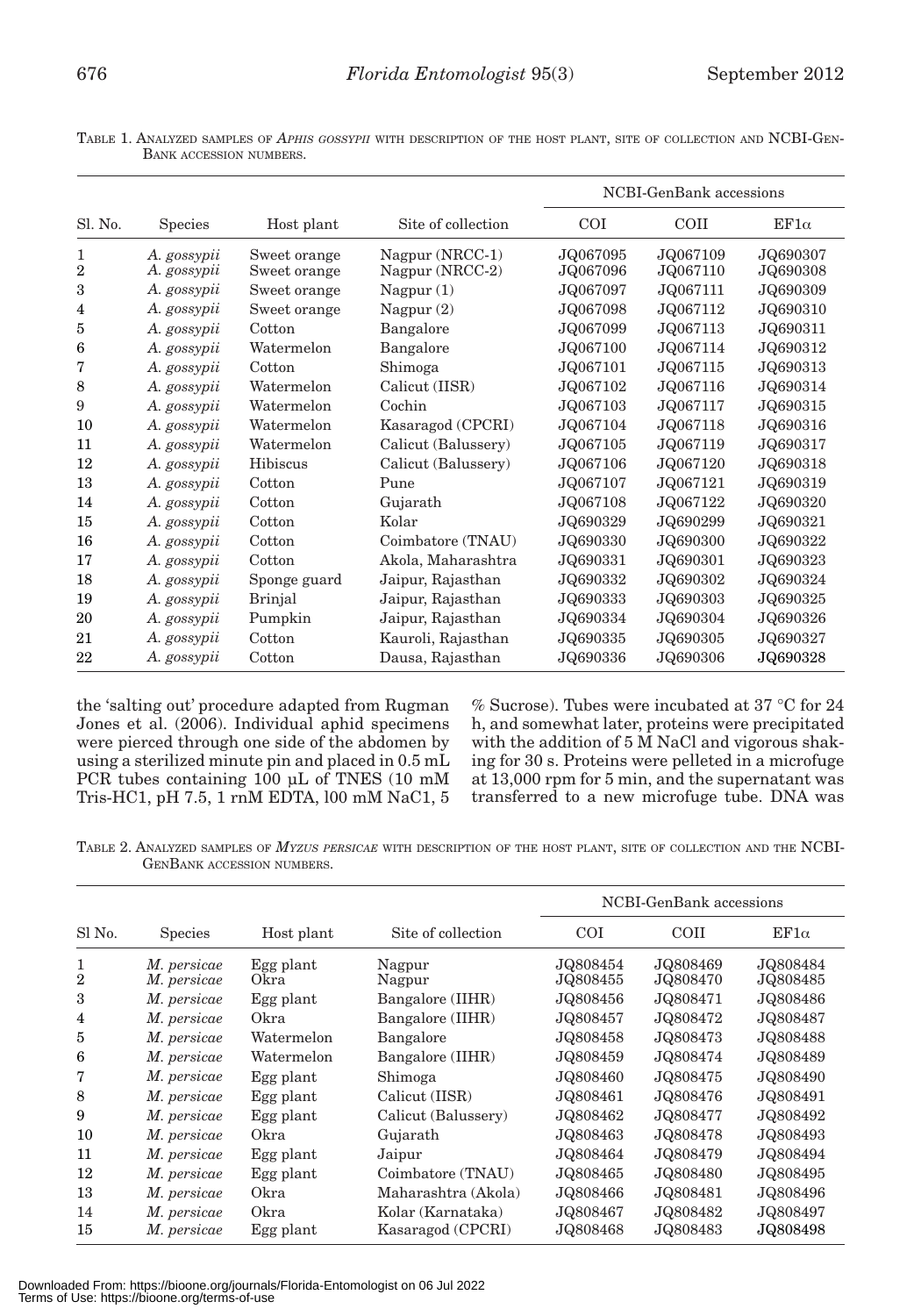TABLE 1. ANALYZED SAMPLES OF *APHIS GOSSYPII* WITH DESCRIPTION OF THE HOST PLANT, SITE OF COLLECTION AND NCBI-GENBANK ACCESSION NUMBERS.

| Sl. No. | Species | Host plant | Site of collection | NCBI-GenBank accessions | | |
|---|---|---|---|---|---|---|
| | | | | COI | COII | EF1α |
| 1 | *A. gossypii* | Sweet orange | Nagpur (NRCC-1) | JQ067095 | JQ067109 | JQ690307 |
| 2 | *A. gossypii* | Sweet orange | Nagpur (NRCC-2) | JQ067096 | JQ067110 | JQ690308 |
| 3 | *A. gossypii* | Sweet orange | Nagpur (1) | JQ067097 | JQ067111 | JQ690309 |
| 4 | *A. gossypii* | Sweet orange | Nagpur (2) | JQ067098 | JQ067112 | JQ690310 |
| 5 | *A. gossypii* | Cotton | Bangalore | JQ067099 | JQ067113 | JQ690311 |
| 6 | *A. gossypii* | Watermelon | Bangalore | JQ067100 | JQ067114 | JQ690312 |
| 7 | *A. gossypii* | Cotton | Shimoga | JQ067101 | JQ067115 | JQ690313 |
| 8 | *A. gossypii* | Watermelon | Calicut (IISR) | JQ067102 | JQ067116 | JQ690314 |
| 9 | *A. gossypii* | Watermelon | Cochin | JQ067103 | JQ067117 | JQ690315 |
| 10 | *A. gossypii* | Watermelon | Kasaragod (CPCRI) | JQ067104 | JQ067118 | JQ690316 |
| 11 | *A. gossypii* | Watermelon | Calicut (Balussery) | JQ067105 | JQ067119 | JQ690317 |
| 12 | *A. gossypii* | Hibiscus | Calicut (Balussery) | JQ067106 | JQ067120 | JQ690318 |
| 13 | *A. gossypii* | Cotton | Pune | JQ067107 | JQ067121 | JQ690319 |
| 14 | *A. gossypii* | Cotton | Gujarath | JQ067108 | JQ067122 | JQ690320 |
| 15 | *A. gossypii* | Cotton | Kolar | JQ690329 | JQ690299 | JQ690321 |
| 16 | *A. gossypii* | Cotton | Coimbatore (TNAU) | JQ690330 | JQ690300 | JQ690322 |
| 17 | *A. gossypii* | Cotton | Akola, Maharashtra | JQ690331 | JQ690301 | JQ690323 |
| 18 | *A. gossypii* | Sponge guard | Jaipur, Rajasthan | JQ690332 | JQ690302 | JQ690324 |
| 19 | *A. gossypii* | Brinjal | Jaipur, Rajasthan | JQ690333 | JQ690303 | JQ690325 |
| 20 | *A. gossypii* | Pumpkin | Jaipur, Rajasthan | JQ690334 | JQ690304 | JQ690326 |
| 21 | *A. gossypii* | Cotton | Kauroli, Rajasthan | JQ690335 | JQ690305 | JQ690327 |
| 22 | *A. gossypii* | Cotton | Dausa, Rajasthan | JQ690336 | JQ690306 | JQ690328 |

the 'salting out' procedure adapted from Rugman Jones et al. (2006). Individual aphid specimens were pierced through one side of the abdomen by using a sterilized minute pin and placed in 0.5 mL PCR tubes containing 100 µL of TNES (10 mM Tris-HC1, pH 7.5, 1 rnM EDTA, l00 mM NaC1, 5 % Sucrose). Tubes were incubated at 37 °C for 24 h, and somewhat later, proteins were precipitated with the addition of 5 M NaCl and vigorous shaking for 30 s. Proteins were pelleted in a microfuge at 13,000 rpm for 5 min, and the supernatant was transferred to a new microfuge tube. DNA was

TABLE 2. ANALYZED SAMPLES OF *MYZUS PERSICAE* WITH DESCRIPTION OF THE HOST PLANT, SITE OF COLLECTION AND THE NCBI-GENBANK ACCESSION NUMBERS.

| Sl No. | Species | Host plant | Site of collection | NCBI-GenBank accessions | | |
|---|---|---|---|---|---|---|
| | | | | COI | COII | EF1α |
| 1 | *M. persicae* | Egg plant | Nagpur | JQ808454 | JQ808469 | JQ808484 |
| 2 | *M. persicae* | Okra | Nagpur | JQ808455 | JQ808470 | JQ808485 |
| 3 | *M. persicae* | Egg plant | Bangalore (IIHR) | JQ808456 | JQ808471 | JQ808486 |
| 4 | *M. persicae* | Okra | Bangalore (IIHR) | JQ808457 | JQ808472 | JQ808487 |
| 5 | *M. persicae* | Watermelon | Bangalore | JQ808458 | JQ808473 | JQ808488 |
| 6 | *M. persicae* | Watermelon | Bangalore (IIHR) | JQ808459 | JQ808474 | JQ808489 |
| 7 | *M. persicae* | Egg plant | Shimoga | JQ808460 | JQ808475 | JQ808490 |
| 8 | *M. persicae* | Egg plant | Calicut (IISR) | JQ808461 | JQ808476 | JQ808491 |
| 9 | *M. persicae* | Egg plant | Calicut (Balussery) | JQ808462 | JQ808477 | JQ808492 |
| 10 | *M. persicae* | Okra | Gujarath | JQ808463 | JQ808478 | JQ808493 |
| 11 | *M. persicae* | Egg plant | Jaipur | JQ808464 | JQ808479 | JQ808494 |
| 12 | *M. persicae* | Egg plant | Coimbatore (TNAU) | JQ808465 | JQ808480 | JQ808495 |
| 13 | *M. persicae* | Okra | Maharashtra (Akola) | JQ808466 | JQ808481 | JQ808496 |
| 14 | *M. persicae* | Okra | Kolar (Karnataka) | JQ808467 | JQ808482 | JQ808497 |
| 15 | *M. persicae* | Egg plant | Kasaragod (CPCRI) | JQ808468 | JQ808483 | JQ808498 |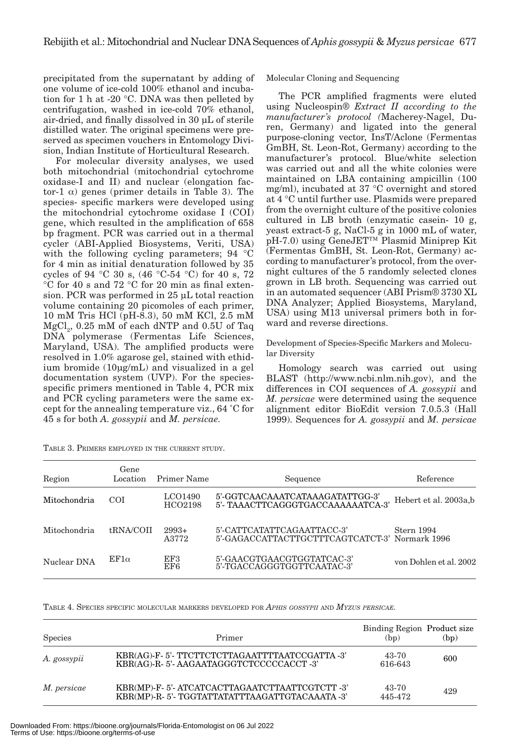precipitated from the supernatant by adding of one volume of ice-cold 100% ethanol and incubation for 1 h at -20 °C. DNA was then pelleted by centrifugation, washed in ice-cold 70% ethanol, air-dried, and finally dissolved in 30 µL of sterile distilled water. The original specimens were preserved as specimen vouchers in Entomology Division, Indian Institute of Horticultural Research.

For molecular diversity analyses, we used both mitochondrial (mitochondrial cytochrome oxidase-I and II) and nuclear (elongation factor-1 α) genes (primer details in Table 3). The species- specific markers were developed using the mitochondrial cytochrome oxidase I (COI) gene, which resulted in the amplification of 658 bp fragment. PCR was carried out in a thermal cycler (ABI-Applied Biosystems, Veriti, USA) with the following cycling parameters; 94 °C for 4 min as initial denaturation followed by 35 cycles of 94 °C 30 s, (46 °C-54 °C) for 40 s, 72 °C for 40 s and 72 °C for 20 min as final extension. PCR was performed in 25 µL total reaction volume containing 20 picomoles of each primer, 10 mM Tris HCl (pH-8.3), 50 mM KCl, 2.5 mM $MgCl_2$, 0.25 mM of each dNTP and 0.5U of Taq DNA polymerase (Fermentas Life Sciences, Maryland, USA). The amplified products were resolved in 1.0% agarose gel, stained with ethidium bromide (10µg/mL) and visualized in a gel documentation system (UVP). For the species-specific primers mentioned in Table 4, PCR mix and PCR cycling parameters were the same except for the annealing temperature viz., 64 °C for 45 s for both *A. gossypii* and *M. persicae*.

Molecular Cloning and Sequencing

The PCR amplified fragments were eluted using Nucleospin® *Extract II according to the manufacturer's protocol (*Macherey-Nagel, Duren, Germany) and ligated into the general purpose-cloning vector, InsT/Aclone (Fermentas GmBH, St. Leon-Rot, Germany) according to the manufacturer's protocol. Blue/white selection was carried out and all the white colonies were maintained on LBA containing ampicillin (100 mg/ml), incubated at 37 °C overnight and stored at 4 °C until further use. Plasmids were prepared from the overnight culture of the positive colonies cultured in LB broth (enzymatic casein- 10 g, yeast extract-5 g, NaCl-5 g in 1000 mL of water, pH-7.0) using GeneJET™ Plasmid Miniprep Kit (Fermentas GmBH, St. Leon-Rot, Germany) according to manufacturer's protocol, from the overnight cultures of the 5 randomly selected clones grown in LB broth. Sequencing was carried out in an automated sequencer (ABI Prism® 3730 XL DNA Analyzer; Applied Biosystems, Maryland, USA) using M13 universal primers both in forward and reverse directions.

Development of Species-Specific Markers and Molecular Diversity

Homology search was carried out using BLAST (http://www.ncbi.nlm.nih.gov), and the differences in COI sequences of *A. gossypii* and *M. persicae* were determined using the sequence alignment editor BioEdit version 7.0.5.3 (Hall 1999). Sequences for *A. gossypii* and *M. persicae*

TABLE 3. PRIMERS EMPLOYED IN THE CURRENT STUDY.

| Region | Gene Location | Primer Name | Sequence | Reference |
|---|---|---|---|---|
| Mitochondria | COI | LCO1490<br>HCO2198 | 5'-GGTCAACAAATCATAAAGATATTGG-3'<br>5'- TAAACTTCAGGGTGACCAAAAAATCA-3' | Hebert et al. 2003a,b |
| Mitochondria | tRNA/COII | 2993+<br>A3772 | 5'-CATTCATATTCAGAATTACC-3'<br>5'-GAGACCATTACTTGCTTTCAGTCATCT-3' | Stern 1994<br>Normark 1996 |
| Nuclear DNA | EF1α | EF3<br>EF6 | 5'-GAACGTGAACGTGGTATCAC-3'<br>5'-TGACCAGGGTGGTTCAATAC-3' | von Dohlen et al. 2002 |

TABLE 4. SPECIES SPECIFIC MOLECULAR MARKERS DEVELOPED FOR *APHIS GOSSYPII* AND *MYZUS PERSICAE*.

| Species | Primer | Binding Region (bp) | Product size (bp) |
|---|---|---|---|
| *A. gossypii* | KBR(AG)-F- 5'- TTCTTCTCTTAGAATTTTAATCCGATTA -3'<br>KBR(AG)-R- 5'- AAGAATAGGGTCTCCCCCACCT -3' | 43-70<br>616-643 | 600 |
| *M. persicae* | KBR(MP)-F- 5'- ATCATCACTTAGAATCTTAATTCGTCTT -3'<br>KBR(MP)-R- 5'- TGGTATTATATTTAAGATTGTACAAATA -3' | 43-70<br>445-472 | 429 |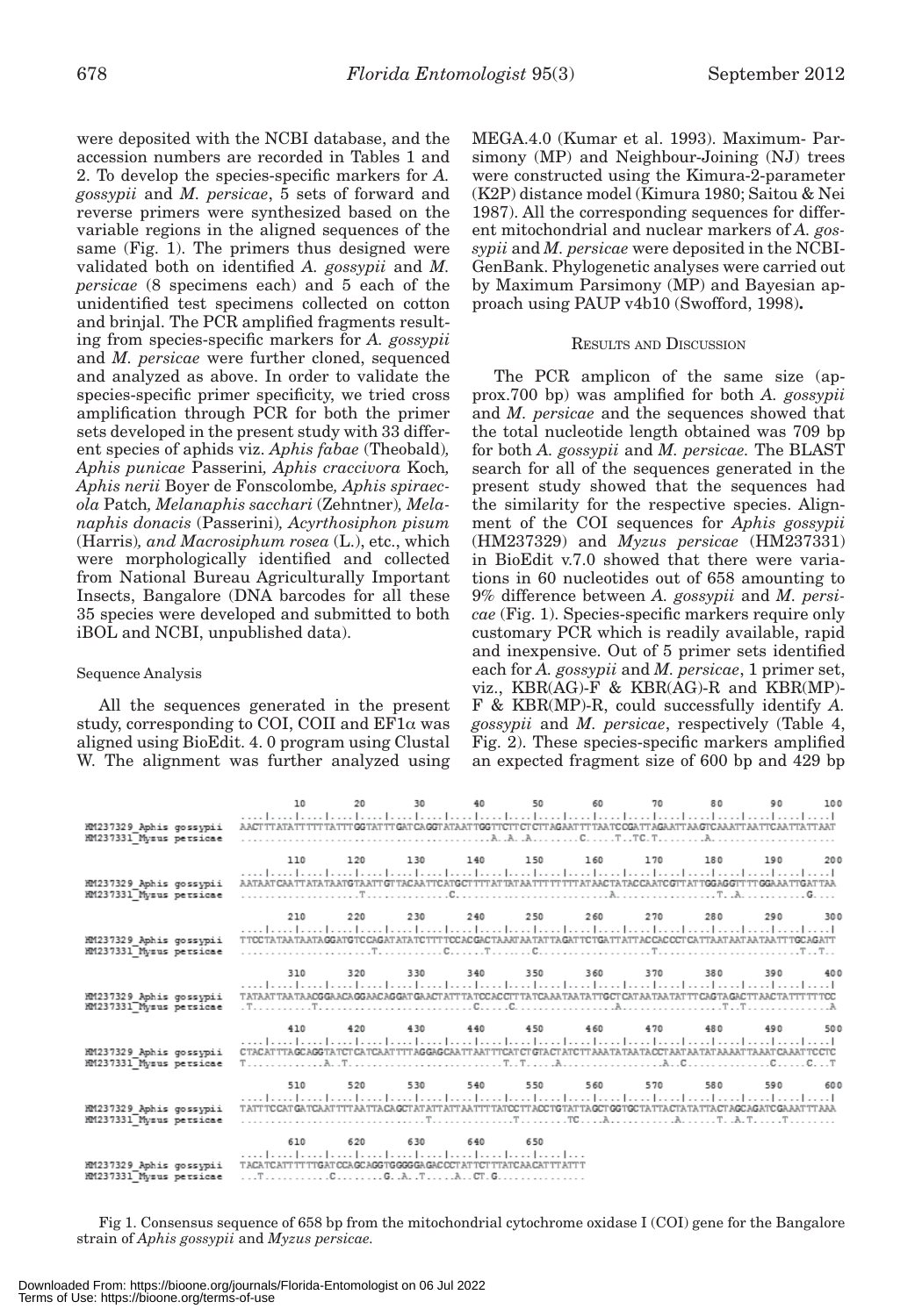were deposited with the NCBI database, and the accession numbers are recorded in Tables 1 and 2. To develop the species-specific markers for *A. gossypii* and *M. persicae*, 5 sets of forward and reverse primers were synthesized based on the variable regions in the aligned sequences of the same (Fig. 1). The primers thus designed were validated both on identified *A. gossypii* and *M. persicae* (8 specimens each) and 5 each of the unidentified test specimens collected on cotton and brinjal. The PCR amplified fragments resulting from species-specific markers for *A. gossypii* and *M. persicae* were further cloned, sequenced and analyzed as above. In order to validate the species-specific primer specificity, we tried cross amplification through PCR for both the primer sets developed in the present study with 33 different species of aphids viz. *Aphis fabae* (Theobald)*, Aphis punicae* Passerini*, Aphis craccivora* Koch*, Aphis nerii* Boyer de Fonscolombe*, Aphis spiraecola* Patch*, Melanaphis sacchari* (Zehntner)*, Melanaphis donacis* (Passerini)*, Acyrthosiphon pisum* (Harris)*, and Macrosiphum rosea* (L.), etc., which were morphologically identified and collected from National Bureau Agriculturally Important Insects, Bangalore (DNA barcodes for all these 35 species were developed and submitted to both iBOL and NCBI, unpublished data).

### Sequence Analysis

All the sequences generated in the present study, corresponding to COI, COII and EF1α was aligned using BioEdit. 4. 0 program using Clustal W. The alignment was further analyzed using MEGA.4.0 (Kumar et al. 1993). Maximum- Parsimony (MP) and Neighbour-Joining (NJ) trees were constructed using the Kimura-2-parameter (K2P) distance model (Kimura 1980; Saitou & Nei 1987). All the corresponding sequences for different mitochondrial and nuclear markers of *A. gossypii* and *M. persicae* were deposited in the NCBI-GenBank. Phylogenetic analyses were carried out by Maximum Parsimony (MP) and Bayesian approach using PAUP v4b10 (Swofford, 1998)**.**

## Results and Discussion

The PCR amplicon of the same size (approx.700 bp) was amplified for both *A. gossypii* and *M. persicae* and the sequences showed that the total nucleotide length obtained was 709 bp for both *A. gossypii* and *M. persicae.* The BLAST search for all of the sequences generated in the present study showed that the sequences had the similarity for the respective species. Alignment of the COI sequences for *Aphis gossypii* (HM237329) and *Myzus persicae* (HM237331) in BioEdit v.7.0 showed that there were variations in 60 nucleotides out of 658 amounting to 9% difference between *A. gossypii* and *M. persicae* (Fig. 1). Species-specific markers require only customary PCR which is readily available, rapid and inexpensive. Out of 5 primer sets identified each for *A. gossypii* and *M. persicae*, 1 primer set, viz., KBR(AG)-F & KBR(AG)-R and KBR(MP)-F & KBR(MP)-R, could successfully identify *A. gossypii* and *M. persicae*, respectively (Table 4, Fig. 2). These species-specific markers amplified an expected fragment size of 600 bp and 429 bp

```
                               10        20        30        40        50        60        70        80        90       100
                       ....|....|....|....|....|....|....|....|....|....|....|....|....|....|....|....|....|....|....|....|
HM237329_Aphis gossypii  AACTTTATATTTTTTATTTGGTATTTGATCAGGTATAATTGGTTCTTCTCTTAGAATTTTAATCCGATTAGAATTAAGTCAAATTAATTCAATTATTAAT
HM237331_Myzus persicae  .........................................A..A..A.......C.....T..TC.T........A.......................

                              110       120       130       140       150       160       170       180       190       200
                       ....|....|....|....|....|....|....|....|....|....|....|....|....|....|....|....|....|....|....|....|
HM237329_Aphis gossypii  AATAATCAATTATATAATGTAATTGTTACAATTCATGCTTTTATTATAATTTTTTTATAACTATACCAATCGTTATTGGAGGTTTTGGAAATTGATTAA
HM237331_Myzus persicae  .....................T.............C..........................A................T..A............G....

                              210       220       230       240       250       260       270       280       290       300
                       ....|....|....|....|....|....|....|....|....|....|....|....|....|....|....|....|....|....|....|....|
HM237329_Aphis gossypii  TTCCTATAATAATAGGATGTCCAGATATATCTTTTCCACGACTAAATAATATTAGATTCTGATTATTACCACCCTCATTAATAATAATAATTTGCAGATT
HM237331_Myzus persicae  ......................T...........C.......T.......C.................T..........................T..T.

                              310       320       330       340       350       360       370       380       390       400
                       ....|....|....|....|....|....|....|....|....|....|....|....|....|....|....|....|....|....|....|....|
HM237329_Aphis gossypii  TATAATTAATAACGGAACAGGAACAGGATGAACTATTTATCCACCTTTATCAAATAATATTGCTCATAATAATATTTCAGTAGACTTAACTATTTTTTCC
HM237331_Myzus persicae  .T..........T..........................C......C..C..................A.................T..T...........A

                              410       420       430       440       450       460       470       480       490       500
                       ....|....|....|....|....|....|....|....|....|....|....|....|....|....|....|....|....|....|....|....|
HM237329_Aphis gossypii  CTACATTTAGCAGGTATCTCATCAATTTTAGGAGCAATTAATTTCATCTGTACTATCTTAAATATAATACCTAATAATATAAAATTAAATCAAATTCCTC
HM237331_Myzus persicae  T............A..T.........................T..T.....A...................A..C..............C.....C...T

                              510       520       530       540       550       560       570       580       590       600
                       ....|....|....|....|....|....|....|....|....|....|....|....|....|....|....|....|....|....|....|....|
HM237329_Aphis gossypii  TATTTCCATGATCAATTTTAATTACAGCTATATTATTAATTTTATCCTTACCTGTATTAGCTGGTGCTATTACTATATTACTAGCAGATCGAAATTTAAA
HM237331_Myzus persicae  ..................................T.................T.......TC....A...........A......T..A.T.....T...

                              610       620       630       640       650
                       ....|....|....|....|....|....|....|....|....|....|....|...
HM237329_Aphis gossypii  TACATCATTTTTTGATCCAGCAGGTGGGGGAGACCCTATTCTTTATCAACATTTATTT
HM237331_Myzus persicae  ...T...........C........G..A..T.....A...CT.G..............
```

Fig 1. Consensus sequence of 658 bp from the mitochondrial cytochrome oxidase I (COI) gene for the Bangalore strain of *Aphis gossypii* and *Myzus persicae.*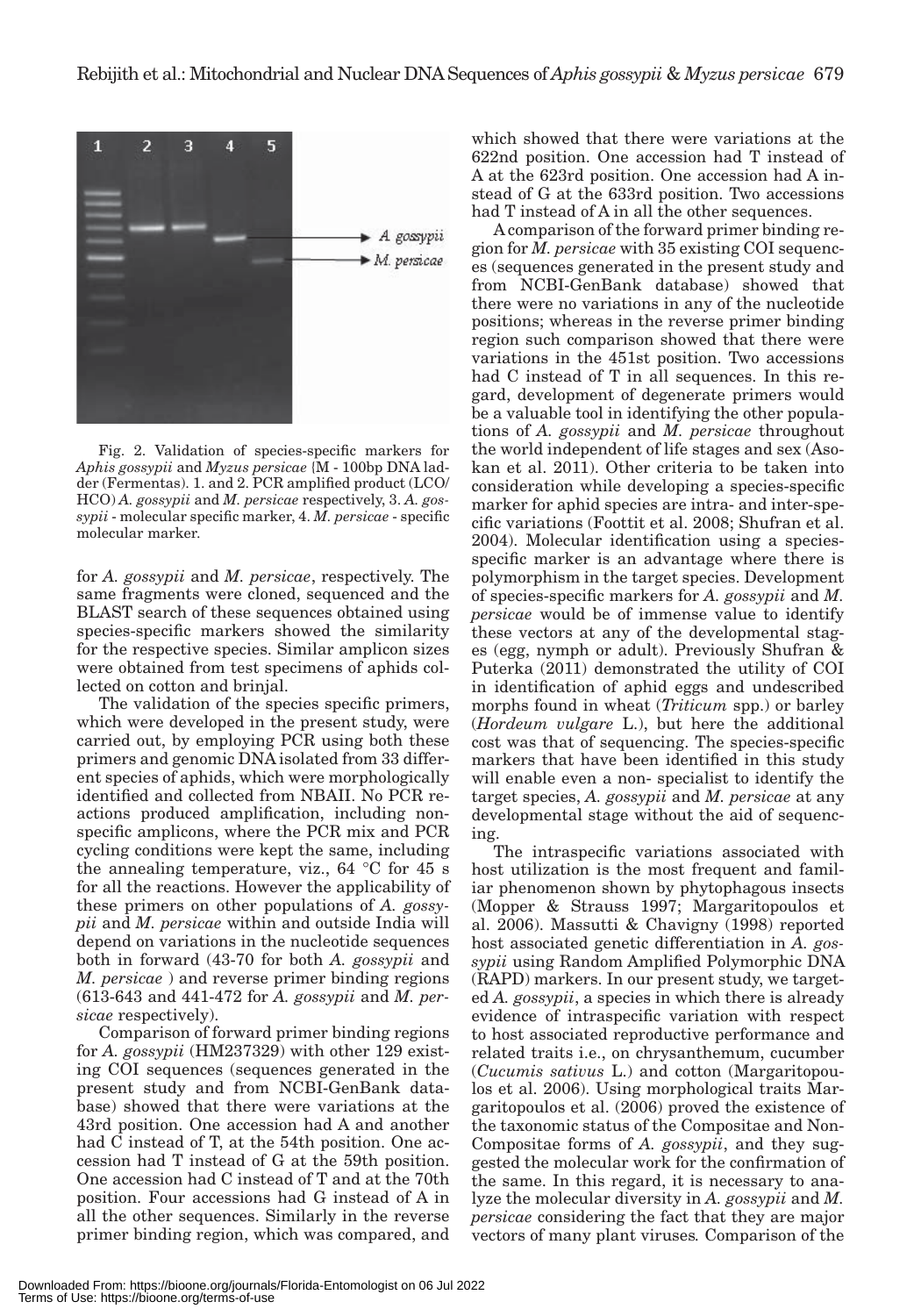Fig. 2. Validation of species-specific markers for *Aphis gossypii* and *Myzus persicae* (M - 100bp DNA ladder (Fermentas). 1. and 2. PCR amplified product (LCO/HCO) *A. gossypii* and *M. persicae* respectively, 3. *A. gossypii* - molecular specific marker, 4. *M. persicae* - specific molecular marker.

for *A. gossypii* and *M. persicae*, respectively. The same fragments were cloned, sequenced and the BLAST search of these sequences obtained using species-specific markers showed the similarity for the respective species. Similar amplicon sizes were obtained from test specimens of aphids collected on cotton and brinjal.

The validation of the species specific primers, which were developed in the present study, were carried out, by employing PCR using both these primers and genomic DNA isolated from 33 different species of aphids, which were morphologically identified and collected from NBAII. No PCR reactions produced amplification, including nonspecific amplicons, where the PCR mix and PCR cycling conditions were kept the same, including the annealing temperature, viz., 64 °C for 45 s for all the reactions. However the applicability of these primers on other populations of *A. gossypii* and *M. persicae* within and outside India will depend on variations in the nucleotide sequences both in forward (43-70 for both *A. gossypii* and *M. persicae* ) and reverse primer binding regions (613-643 and 441-472 for *A. gossypii* and *M. persicae* respectively).

Comparison of forward primer binding regions for *A. gossypii* (HM237329) with other 129 existing COI sequences (sequences generated in the present study and from NCBI-GenBank database) showed that there were variations at the 43rd position. One accession had A and another had C instead of T, at the 54th position. One accession had T instead of G at the 59th position. One accession had C instead of T and at the 70th position. Four accessions had G instead of A in all the other sequences. Similarly in the reverse primer binding region, which was compared, and which showed that there were variations at the 622nd position. One accession had T instead of A at the 623rd position. One accession had A instead of G at the 633rd position. Two accessions had T instead of A in all the other sequences.

A comparison of the forward primer binding region for *M. persicae* with 35 existing COI sequences (sequences generated in the present study and from NCBI-GenBank database) showed that there were no variations in any of the nucleotide positions; whereas in the reverse primer binding region such comparison showed that there were variations in the 451st position. Two accessions had C instead of T in all sequences. In this regard, development of degenerate primers would be a valuable tool in identifying the other populations of *A. gossypii* and *M. persicae* throughout the world independent of life stages and sex (Asokan et al. 2011). Other criteria to be taken into consideration while developing a species-specific marker for aphid species are intra- and inter-specific variations (Foottit et al. 2008; Shufran et al. 2004). Molecular identification using a species-specific marker is an advantage where there is polymorphism in the target species. Development of species-specific markers for *A. gossypii* and *M. persicae* would be of immense value to identify these vectors at any of the developmental stages (egg, nymph or adult). Previously Shufran & Puterka (2011) demonstrated the utility of COI in identification of aphid eggs and undescribed morphs found in wheat (*Triticum* spp.) or barley (*Hordeum vulgare* L.), but here the additional cost was that of sequencing. The species-specific markers that have been identified in this study will enable even a non- specialist to identify the target species, *A. gossypii* and *M. persicae* at any developmental stage without the aid of sequencing.

The intraspecific variations associated with host utilization is the most frequent and familiar phenomenon shown by phytophagous insects (Mopper & Strauss 1997; Margaritopoulos et al. 2006). Massutti & Chavigny (1998) reported host associated genetic differentiation in *A. gossypii* using Random Amplified Polymorphic DNA (RAPD) markers. In our present study, we targeted *A. gossypii*, a species in which there is already evidence of intraspecific variation with respect to host associated reproductive performance and related traits i.e., on chrysanthemum, cucumber (*Cucumis sativus* L.) and cotton (Margaritopoulos et al. 2006). Using morphological traits Margaritopoulos et al. (2006) proved the existence of the taxonomic status of the Compositae and Non-Compositae forms of *A. gossypii*, and they suggested the molecular work for the confirmation of the same. In this regard, it is necessary to analyze the molecular diversity in *A. gossypii* and *M. persicae* considering the fact that they are major vectors of many plant viruses. Comparison of the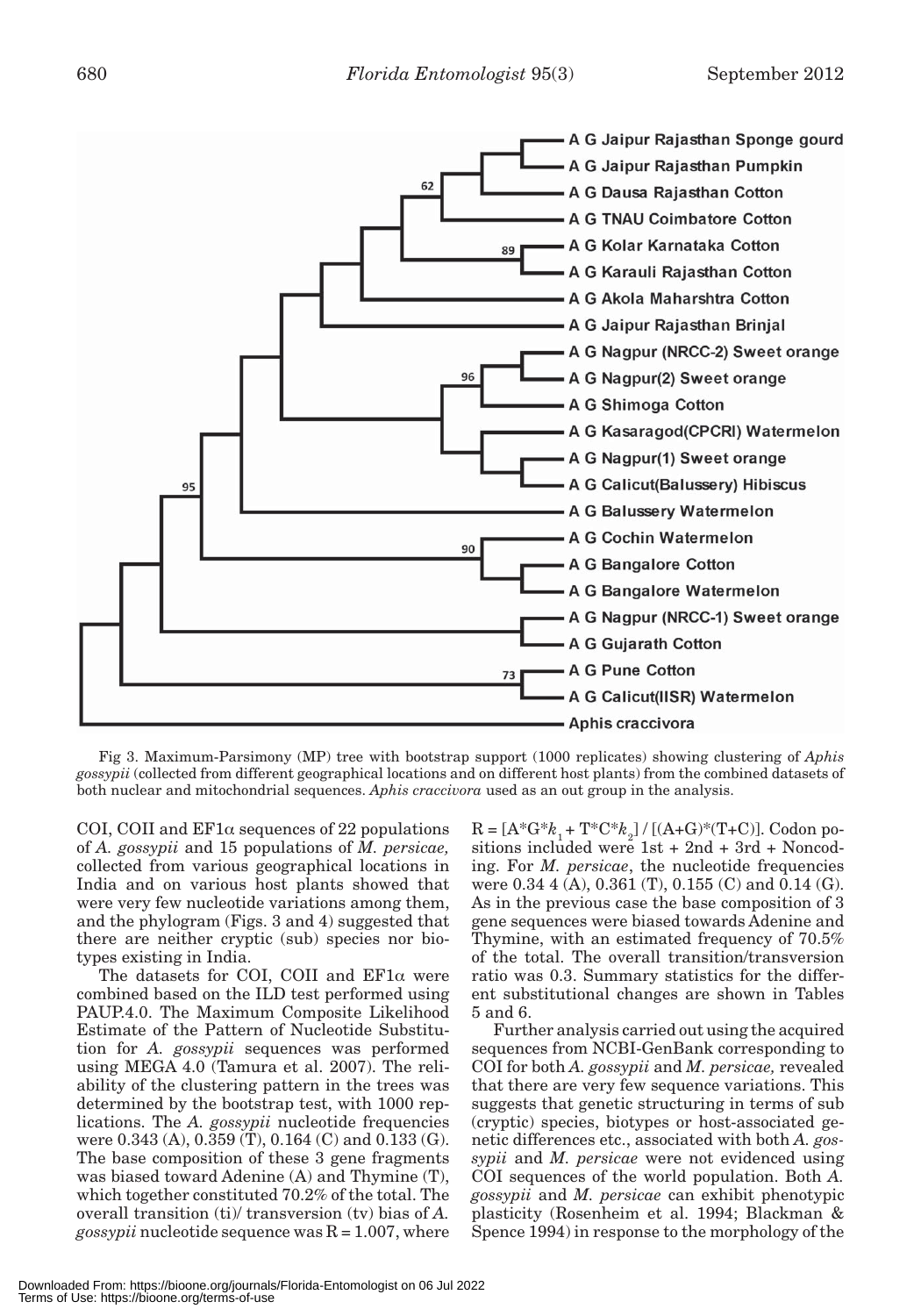Fig 3. Maximum-Parsimony (MP) tree with bootstrap support (1000 replicates) showing clustering of *Aphis gossypii* (collected from different geographical locations and on different host plants) from the combined datasets of both nuclear and mitochondrial sequences. *Aphis craccivora* used as an out group in the analysis.

COI, COII and EF1α sequences of 22 populations of *A. gossypii* and 15 populations of *M. persicae,* collected from various geographical locations in India and on various host plants showed that were very few nucleotide variations among them, and the phylogram (Figs. 3 and 4) suggested that there are neither cryptic (sub) species nor biotypes existing in India.

The datasets for COI, COII and EF1α were combined based on the ILD test performed using PAUP.4.0. The Maximum Composite Likelihood Estimate of the Pattern of Nucleotide Substitution for *A. gossypii* sequences was performed using MEGA 4.0 (Tamura et al. 2007). The reliability of the clustering pattern in the trees was determined by the bootstrap test, with 1000 replications. The *A. gossypii* nucleotide frequencies were 0.343 (A), 0.359 (T), 0.164 (C) and 0.133 (G). The base composition of these 3 gene fragments was biased toward Adenine (A) and Thymine (T), which together constituted 70.2% of the total. The overall transition (ti)/ transversion (tv) bias of *A. gossypii* nucleotide sequence was R = 1.007, where $R = [A*G*k_1 + T*C*k_2] / [(A+G)*(T+C)]$. Codon positions included were 1st + 2nd + 3rd + Noncoding. For *M. persicae*, the nucleotide frequencies were 0.34 4 (A), 0.361 (T), 0.155 (C) and 0.14 (G). As in the previous case the base composition of 3 gene sequences were biased towards Adenine and Thymine, with an estimated frequency of 70.5% of the total. The overall transition/transversion ratio was 0.3. Summary statistics for the different substitutional changes are shown in Tables 5 and 6.

Further analysis carried out using the acquired sequences from NCBI-GenBank corresponding to COI for both *A. gossypii* and *M. persicae,* revealed that there are very few sequence variations. This suggests that genetic structuring in terms of sub (cryptic) species, biotypes or host-associated genetic differences etc., associated with both *A. gossypii* and *M. persicae* were not evidenced using COI sequences of the world population. Both *A. gossypii* and *M. persicae* can exhibit phenotypic plasticity (Rosenheim et al. 1994; Blackman & Spence 1994) in response to the morphology of the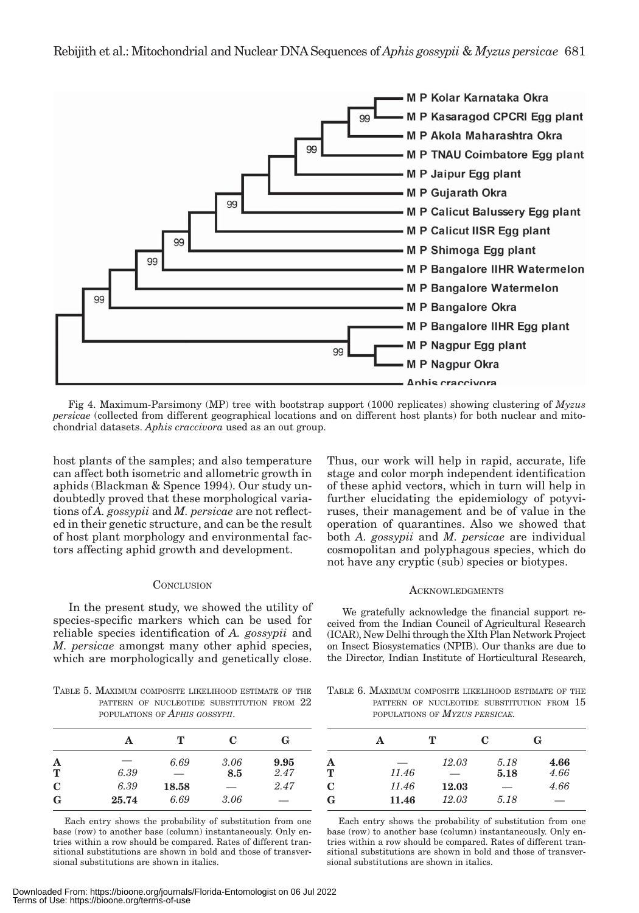Fig 4. Maximum-Parsimony (MP) tree with bootstrap support (1000 replicates) showing clustering of *Myzus persicae* (collected from different geographical locations and on different host plants) for both nuclear and mitochondrial datasets. *Aphis craccivora* used as an out group.

host plants of the samples; and also temperature can affect both isometric and allometric growth in aphids (Blackman & Spence 1994). Our study undoubtedly proved that these morphological variations of *A. gossypii* and *M. persicae* are not reflected in their genetic structure, and can be the result of host plant morphology and environmental factors affecting aphid growth and development.

## Conclusion

In the present study, we showed the utility of species-specific markers which can be used for reliable species identification of *A. gossypii* and *M. persicae* amongst many other aphid species, which are morphologically and genetically close. Thus, our work will help in rapid, accurate, life stage and color morph independent identification of these aphid vectors, which in turn will help in further elucidating the epidemiology of potyviruses, their management and be of value in the operation of quarantines. Also we showed that both *A. gossypii* and *M. persicae* are individual cosmopolitan and polyphagous species, which do not have any cryptic (sub) species or biotypes.

## Acknowledgments

We gratefully acknowledge the financial support received from the Indian Council of Agricultural Research (ICAR), New Delhi through the XIth Plan Network Project on Insect Biosystematics (NPIB). Our thanks are due to the Director, Indian Institute of Horticultural Research,

Table 5. Maximum composite likelihood estimate of the pattern of nucleotide substitution from 22 populations of *Aphis gossypii*.

| | A | T | C | G |
|---|---|---|---|---|
| **A** | — | *6.69* | *3.06* | **9.95** |
| **T** | *6.39* | — | **8.5** | *2.47* |
| **C** | *6.39* | **18.58** | — | *2.47* |
| **G** | **25.74** | *6.69* | *3.06* | — |

Each entry shows the probability of substitution from one base (row) to another base (column) instantaneously. Only entries within a row should be compared. Rates of different transitional substitutions are shown in bold and those of transversional substitutions are shown in italics.

Table 6. Maximum composite likelihood estimate of the pattern of nucleotide substitution from 15 populations of *Myzus persicae*.

| | A | T | C | G |
|---|---|---|---|---|
| **A** | — | *12.03* | *5.18* | **4.66** |
| **T** | *11.46* | — | **5.18** | *4.66* |
| **C** | *11.46* | **12.03** | — | *4.66* |
| **G** | **11.46** | *12.03* | *5.18* | — |

Each entry shows the probability of substitution from one base (row) to another base (column) instantaneously. Only entries within a row should be compared. Rates of different transitional substitutions are shown in bold and those of transversional substitutions are shown in italics.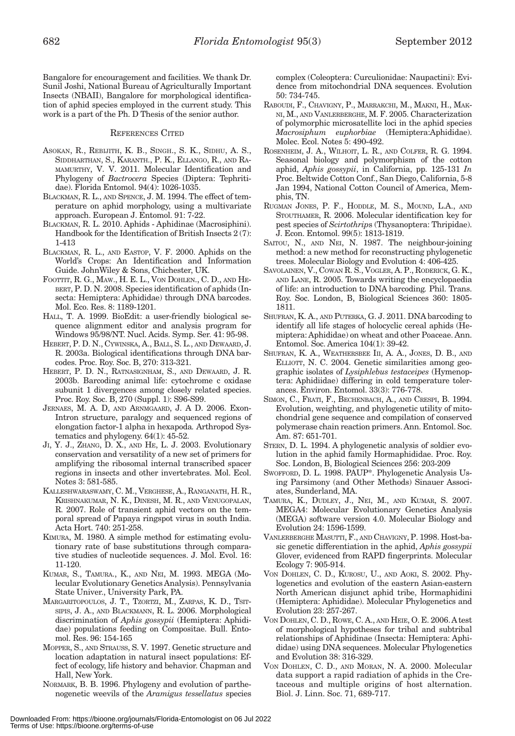Bangalore for encouragement and facilities. We thank Dr. Sunil Joshi, National Bureau of Agriculturally Important Insects (NBAII), Bangalore for morphological identification of aphid species employed in the current study. This work is a part of the Ph. D Thesis of the senior author.

## References Cited

Asokan, R., Rebijith, K. B., Singh., S. K., Sidhu, A. S., Siddharthan, S., Karanth., P. K., Ellango, R., and Ramamurthy, V. V. 2011. Molecular Identification and Phylogeny of *Bactrocera* Species (Diptera: Tephritidae). Florida Entomol. 94(4): 1026-1035.

Blackman, R. L., and Spence, J. M. 1994. The effect of temperature on aphid morphology, using a multivariate approach. European J. Entomol. 91: 7-22.

Blackman, R. L. 2010. Aphids - Aphidinae (Macrosiphini). Handbook for the Identification of British Insects 2 (7): 1-413

Blackman, R. L., and Eastop, V. F. 2000. Aphids on the World's Crops: An Identification and Information Guide. JohnWiley & Sons, Chichester, UK.

Foottit, R. G., Maw., H. E. L., Von Dohlen., C. D., and Hebert, P. D. N. 2008. Species identification of aphids (Insecta: Hemiptera: Aphididae) through DNA barcodes. Mol. Eco. Res. 8: 1189-1201.

Hall, T. A. 1999. BioEdit: a user-friendly biological sequence alignment editor and analysis program for Windows 95/98/NT. Nucl. Acids. Symp. Ser. 41: 95-98.

Hebert, P. D. N., Cywinska, A., Ball, S. L., and Dewaard, J. R. 2003a. Biological identifications through DNA barcodes. Proc. Roy. Soc. B, 270: 313-321.

Hebert, P. D. N., Ratnasignham, S., and Dewaard, J. R. 2003b. Barcoding animal life: cytochrome c oxidase subunit 1 divergences among closely related species. Proc. Roy. Soc. B, 270 (Suppl. 1): S96-S99.

Jernaes, M. A. D, and Arnmgaard, J. A D. 2006. Exon-Intron structure, paralogy and sequenced regions of elongation factor-1 alpha in hexapoda. Arthropod Systematics and phylogeny. 64(1): 45-52.

Ji, Y. J., Zhang, D. X., and He, L. J. 2003. Evolutionary conservation and versatility of a new set of primers for amplifying the ribosomal internal transcribed spacer regions in insects and other invertebrates. Mol. Ecol. Notes 3: 581-585.

Kalleshwaraswamy, C. M., Verghese, A., Ranganath, H. R., Krishnakumar, N. K., Dinesh, M. R., and Venugopalan, R. 2007. Role of transient aphid vectors on the temporal spread of Papaya ringspot virus in south India. Acta Hort. 740: 251-258.

Kimura, M. 1980. A simple method for estimating evolutionary rate of base substitutions through comparative studies of nucleotide sequences. J. Mol. Evol. 16: 11-120.

Kumar, S., Tamura., K., and Nei, M. 1993. MEGA (Molecular Evolutionary Genetics Analysis). Pennsylvania State Univer., University Park, PA.

Margaritopoulos, J. T., Tzortzi, M., Zarpas, K. D., Tsitsipis, J. A., and Blackmann, R. L. 2006. Morphological discrimination of *Aphis gossypii* (Hemiptera: Aphididae) populations feeding on Compositae. Bull. Entomol. Res. 96: 154-165

Mopper, S., and Strauss, S. V. 1997. Genetic structure and location adaptation in natural insect populations: Effect of ecology, life history and behavior. Chapman and Hall, New York.

Normark, B. B. 1996. Phylogeny and evolution of parthenogenetic weevils of the *Aramigus tessellatus* species complex (Coleoptera: Curculionidae: Naupactini): Evidence from mitochondrial DNA sequences. Evolution 50: 734-745.

Raboudi, F., Chavigny, P., Marrakchi, M., Makni, H., Makni, M., and Vanlerberghe, M. F. 2005. Characterization of polymorphic microsatellite loci in the aphid species *Macrosiphum euphorbiae* (Hemiptera:Aphididae). Molec. Ecol. Notes 5: 490-492.

Rosenheim, J. A., Wilhoit, L. R., and Colfer, R. G. 1994. Seasonal biology and polymorphism of the cotton aphid, *Aphis gossypii*, in California, pp. 125-131 *In* Proc. Beltwide Cotton Conf., San Diego, California, 5-8 Jan 1994, National Cotton Council of America, Memphis, TN.

Rugman Jones, P. F., Hoddle, M. S., Mound, L.A., and Stouthamer, R. 2006. Molecular identification key for pest species of *Scirtothrips* (Thysanoptera: Thripidae). J. Econ. Entomol. 99(5): 1813-1819.

Saitou, N., and Nei, N. 1987. The neighbour-joining method: a new method for reconstructing phylogenetic trees. Molecular Biology and Evolution 4: 406-425.

Savolainen, V., Cowan R. S., Vogler, A. P., Roderick, G. K., and Lane, R. 2005. Towards writing the encyclopaedia of life: an introduction to DNA barcoding. Phil. Trans. Roy. Soc. London, B, Biological Sciences 360: 1805-1811.

Shufran, K. A., and Puterka, G. J. 2011. DNA barcoding to identify all life stages of holocyclic cereal aphids (Hemiptera: Aphididae) on wheat and other Poaceae. Ann. Entomol. Soc. America 104(1): 39-42.

Shufran, K. A., Weathersbee Iii, A. A., Jones, D. B., and Elliott, N. C. 2004. Genetic similarities among geographic isolates of *Lysiphlebus testaceipes* (Hymenoptera: Aphidiidae) differing in cold temperature tolerances. Environ. Entomol. 33(3): 776-778.

Simon, C., Frati, F., Bechenbach, A., and Crespi, B. 1994. Evolution, weighting, and phylogenetic utility of mitochondrial gene sequence and compilation of conserved polymerase chain reaction primers. Ann. Entomol. Soc. Am. 87: 651-701.

Stern, D. L. 1994. A phylogenetic analysis of soldier evolution in the aphid family Hormaphididae. Proc. Roy. Soc. London, B, Biological Sciences 256: 203-209

Swofford, D. L. 1998. PAUP*. Phylogenetic Analysis Using Parsimony (and Other Methods) Sinauer Associates, Sunderland, MA.

Tamura, K., Dudley, J., Nei, M., and Kumar, S. 2007. MEGA4: Molecular Evolutionary Genetics Analysis (MEGA) software version 4.0. Molecular Biology and Evolution 24: 1596-1599.

Vanlerberghe Masutti, F., and Chavigny, P. 1998. Host-basic genetic differentiation in the aphid, *Aphis gossypii* Glover, evidenced from RAPD fingerprints. Molecular Ecology 7: 905-914.

Von Dohlen, C. D., Kurosu, U., and Aoki, S. 2002. Phylogenetics and evolution of the eastern Asian-eastern North American disjunct aphid tribe, Hormaphidini (Hemiptera: Aphididae). Molecular Phylogenetics and Evolution 23: 257-267.

Von Dohlen, C. D., Rowe, C. A., and Heie, O. E. 2006. A test of morphological hypotheses for tribal and subtribal relationships of Aphidinae (Insecta: Hemiptera: Aphididae) using DNA sequences. Molecular Phylogenetics and Evolution 38: 316-329.

Von Dohlen, C. D., and Moran, N. A. 2000. Molecular data support a rapid radiation of aphids in the Cretaceous and multiple origins of host alternation. Biol. J. Linn. Soc. 71, 689-717.